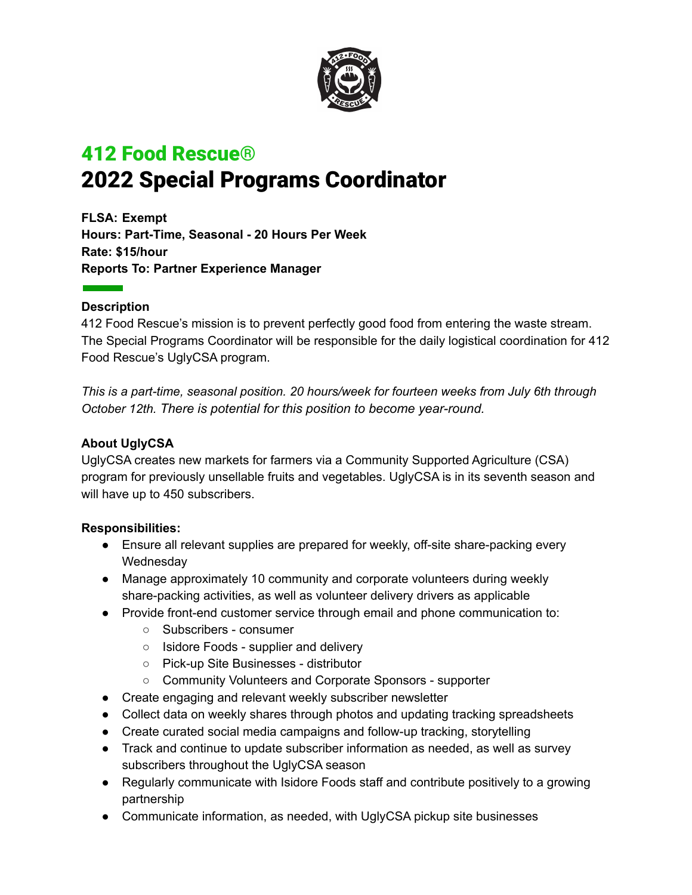# 412 Food Rescue®

# 2022 Special Programs Coordinator

**FLSA: Exempt**
**Hours: Part-Time, Seasonal - 20 Hours Per Week**
**Rate: $15/hour**
**Reports To: Partner Experience Manager**

### Description

412 Food Rescue's mission is to prevent perfectly good food from entering the waste stream. The Special Programs Coordinator will be responsible for the daily logistical coordination for 412 Food Rescue's UglyCSA program.

*This is a part-time, seasonal position. 20 hours/week for fourteen weeks from July 6th through October 12th. There is potential for this position to become year-round.*

### About UglyCSA

UglyCSA creates new markets for farmers via a Community Supported Agriculture (CSA) program for previously unsellable fruits and vegetables. UglyCSA is in its seventh season and will have up to 450 subscribers.

### Responsibilities:

- Ensure all relevant supplies are prepared for weekly, off-site share-packing every Wednesday
- Manage approximately 10 community and corporate volunteers during weekly share-packing activities, as well as volunteer delivery drivers as applicable
- Provide front-end customer service through email and phone communication to:
  - Subscribers - consumer
  - Isidore Foods - supplier and delivery
  - Pick-up Site Businesses - distributor
  - Community Volunteers and Corporate Sponsors - supporter
- Create engaging and relevant weekly subscriber newsletter
- Collect data on weekly shares through photos and updating tracking spreadsheets
- Create curated social media campaigns and follow-up tracking, storytelling
- Track and continue to update subscriber information as needed, as well as survey subscribers throughout the UglyCSA season
- Regularly communicate with Isidore Foods staff and contribute positively to a growing partnership
- Communicate information, as needed, with UglyCSA pickup site businesses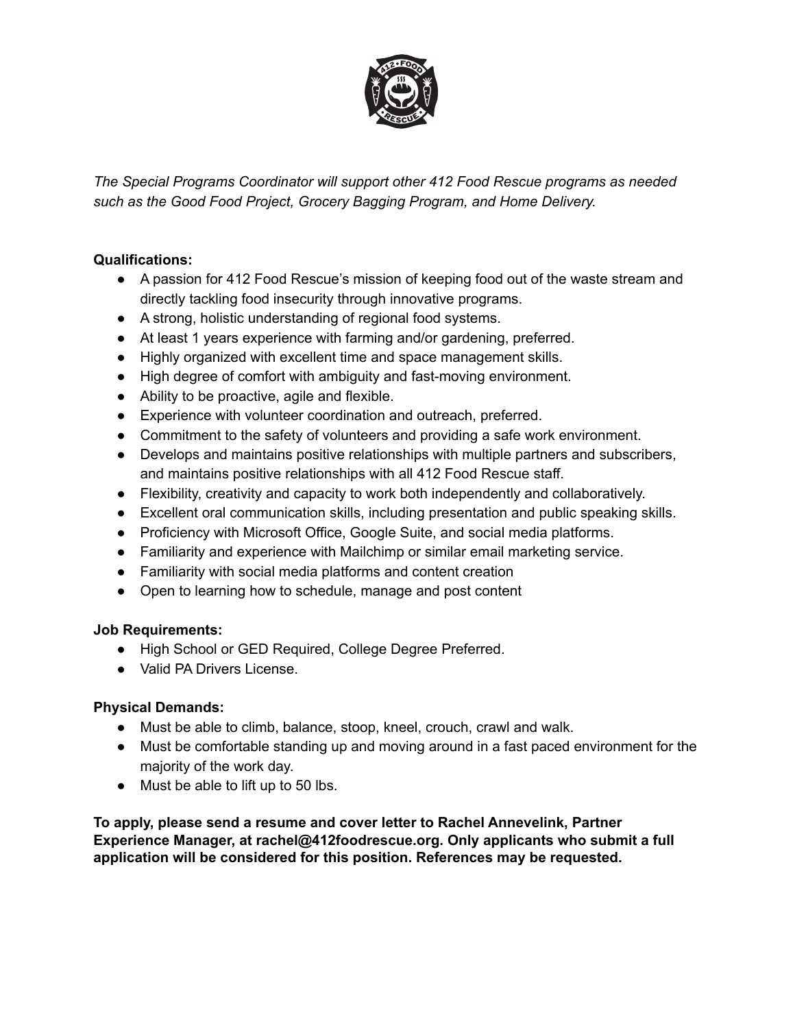*The Special Programs Coordinator will support other 412 Food Rescue programs as needed such as the Good Food Project, Grocery Bagging Program, and Home Delivery.*

**Qualifications:**

- A passion for 412 Food Rescue's mission of keeping food out of the waste stream and directly tackling food insecurity through innovative programs.
- A strong, holistic understanding of regional food systems.
- At least 1 years experience with farming and/or gardening, preferred.
- Highly organized with excellent time and space management skills.
- High degree of comfort with ambiguity and fast-moving environment.
- Ability to be proactive, agile and flexible.
- Experience with volunteer coordination and outreach, preferred.
- Commitment to the safety of volunteers and providing a safe work environment.
- Develops and maintains positive relationships with multiple partners and subscribers, and maintains positive relationships with all 412 Food Rescue staff.
- Flexibility, creativity and capacity to work both independently and collaboratively.
- Excellent oral communication skills, including presentation and public speaking skills.
- Proficiency with Microsoft Office, Google Suite, and social media platforms.
- Familiarity and experience with Mailchimp or similar email marketing service.
- Familiarity with social media platforms and content creation
- Open to learning how to schedule, manage and post content

**Job Requirements:**

- High School or GED Required, College Degree Preferred.
- Valid PA Drivers License.

**Physical Demands:**

- Must be able to climb, balance, stoop, kneel, crouch, crawl and walk.
- Must be comfortable standing up and moving around in a fast paced environment for the majority of the work day.
- Must be able to lift up to 50 lbs.

**To apply, please send a resume and cover letter to Rachel Annevelink, Partner Experience Manager, at rachel@412foodrescue.org. Only applicants who submit a full application will be considered for this position. References may be requested.**